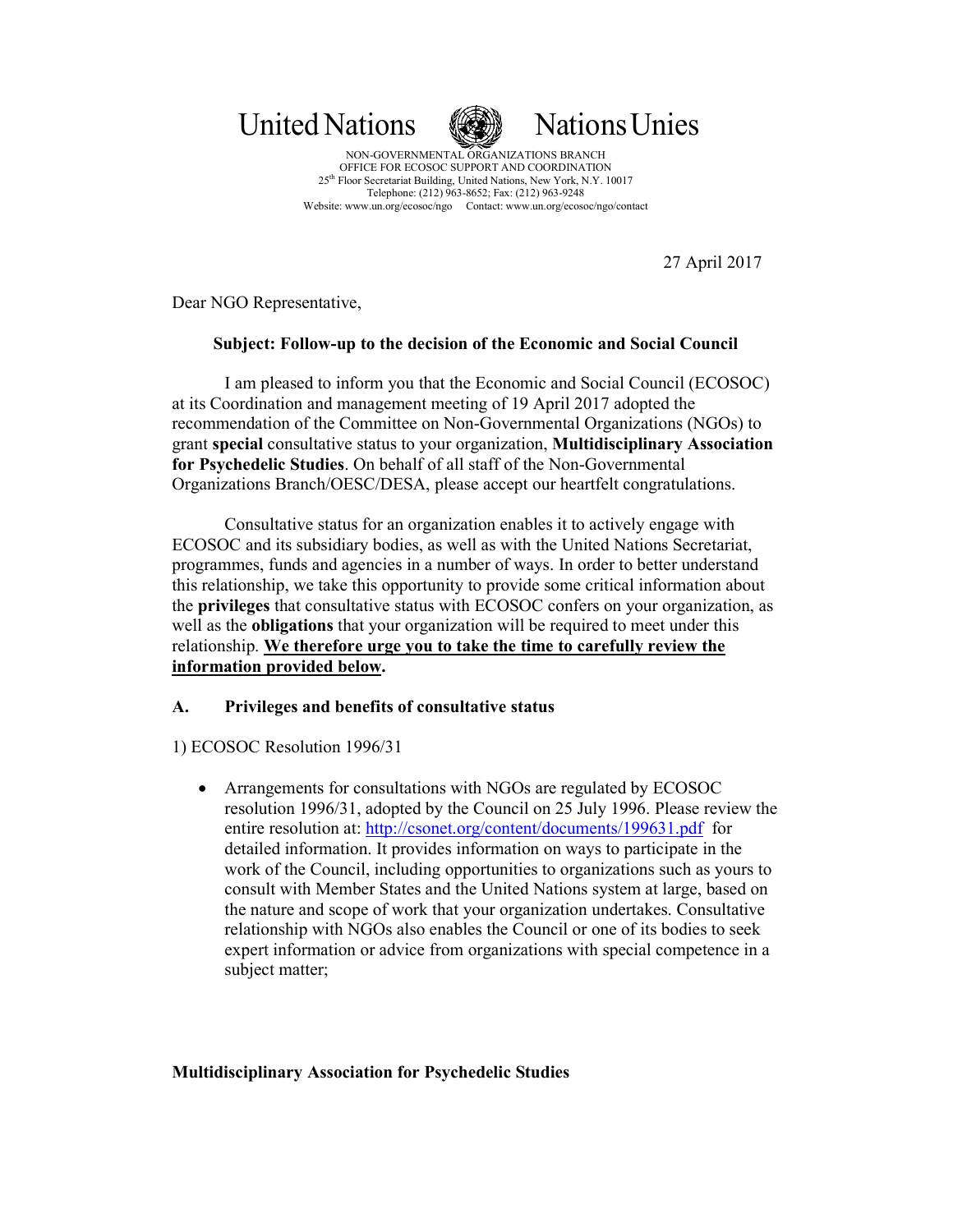United Nations Nations Unies

NON-GOVERNMENTAL ORGANIZATIONS BRANCH
OFFICE FOR ECOSOC SUPPORT AND COORDINATION
25th Floor Secretariat Building, United Nations, New York, N.Y. 10017
Telephone: (212) 963-8652; Fax: (212) 963-9248
Website: www.un.org/ecosoc/ngo Contact: www.un.org/ecosoc/ngo/contact

27 April 2017

Dear NGO Representative,

**Subject: Follow-up to the decision of the Economic and Social Council**

I am pleased to inform you that the Economic and Social Council (ECOSOC) at its Coordination and management meeting of 19 April 2017 adopted the recommendation of the Committee on Non-Governmental Organizations (NGOs) to grant **special** consultative status to your organization, **Multidisciplinary Association for Psychedelic Studies**. On behalf of all staff of the Non-Governmental Organizations Branch/OESC/DESA, please accept our heartfelt congratulations.

Consultative status for an organization enables it to actively engage with ECOSOC and its subsidiary bodies, as well as with the United Nations Secretariat, programmes, funds and agencies in a number of ways. In order to better understand this relationship, we take this opportunity to provide some critical information about the **privileges** that consultative status with ECOSOC confers on your organization, as well as the **obligations** that your organization will be required to meet under this relationship. **We therefore urge you to take the time to carefully review the information provided below.**

## A. Privileges and benefits of consultative status

1) ECOSOC Resolution 1996/31

- Arrangements for consultations with NGOs are regulated by ECOSOC resolution 1996/31, adopted by the Council on 25 July 1996. Please review the entire resolution at: http://csonet.org/content/documents/199631.pdf for detailed information. It provides information on ways to participate in the work of the Council, including opportunities to organizations such as yours to consult with Member States and the United Nations system at large, based on the nature and scope of work that your organization undertakes. Consultative relationship with NGOs also enables the Council or one of its bodies to seek expert information or advice from organizations with special competence in a subject matter;

**Multidisciplinary Association for Psychedelic Studies**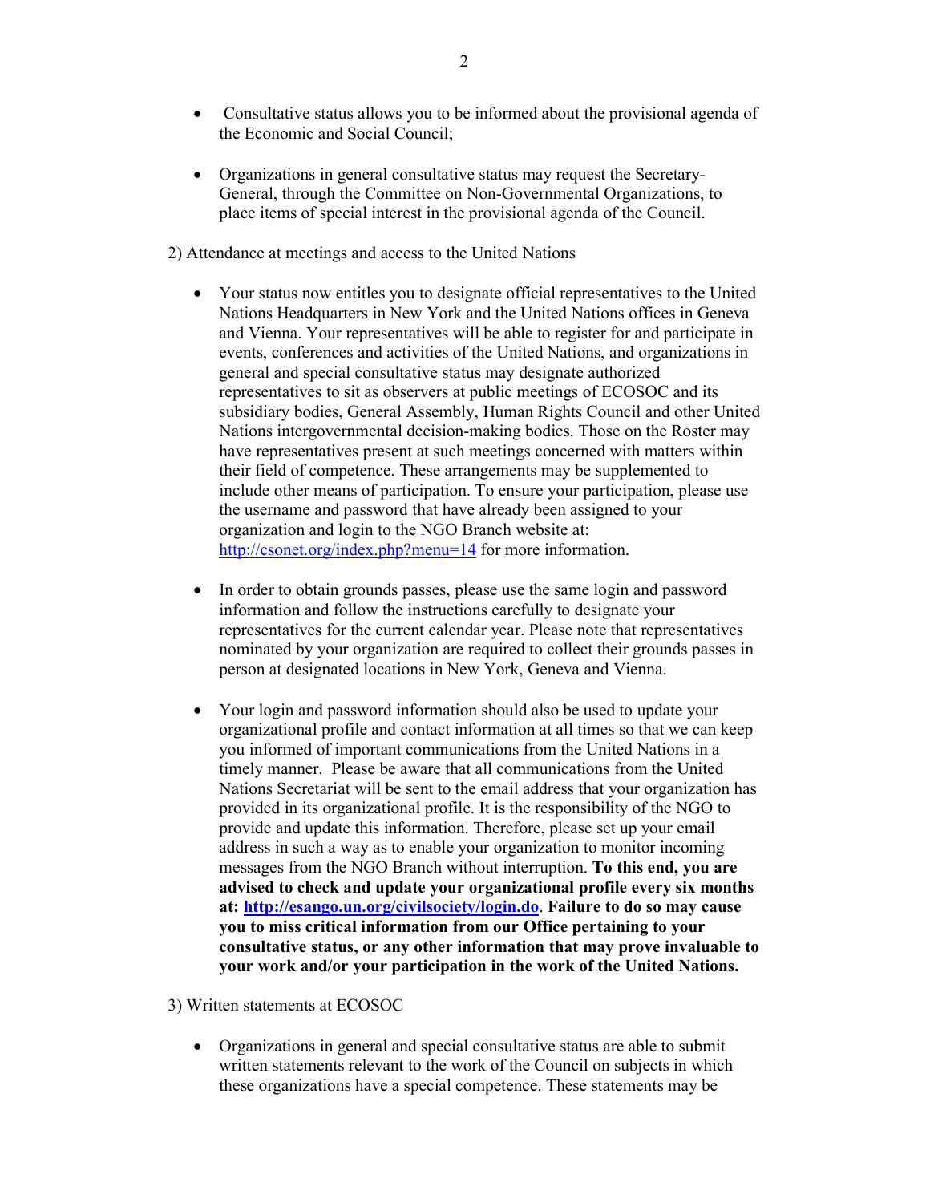- Consultative status allows you to be informed about the provisional agenda of the Economic and Social Council;

- Organizations in general consultative status may request the Secretary-General, through the Committee on Non-Governmental Organizations, to place items of special interest in the provisional agenda of the Council.

2) Attendance at meetings and access to the United Nations

- Your status now entitles you to designate official representatives to the United Nations Headquarters in New York and the United Nations offices in Geneva and Vienna. Your representatives will be able to register for and participate in events, conferences and activities of the United Nations, and organizations in general and special consultative status may designate authorized representatives to sit as observers at public meetings of ECOSOC and its subsidiary bodies, General Assembly, Human Rights Council and other United Nations intergovernmental decision-making bodies. Those on the Roster may have representatives present at such meetings concerned with matters within their field of competence. These arrangements may be supplemented to include other means of participation. To ensure your participation, please use the username and password that have already been assigned to your organization and login to the NGO Branch website at: [http://csonet.org/index.php?menu=14](http://csonet.org/index.php?menu=14) for more information.

- In order to obtain grounds passes, please use the same login and password information and follow the instructions carefully to designate your representatives for the current calendar year. Please note that representatives nominated by your organization are required to collect their grounds passes in person at designated locations in New York, Geneva and Vienna.

- Your login and password information should also be used to update your organizational profile and contact information at all times so that we can keep you informed of important communications from the United Nations in a timely manner. Please be aware that all communications from the United Nations Secretariat will be sent to the email address that your organization has provided in its organizational profile. It is the responsibility of the NGO to provide and update this information. Therefore, please set up your email address in such a way as to enable your organization to monitor incoming messages from the NGO Branch without interruption. **To this end, you are advised to check and update your organizational profile every six months at: [http://esango.un.org/civilsociety/login.do](http://esango.un.org/civilsociety/login.do). Failure to do so may cause you to miss critical information from our Office pertaining to your consultative status, or any other information that may prove invaluable to your work and/or your participation in the work of the United Nations.**

3) Written statements at ECOSOC

- Organizations in general and special consultative status are able to submit written statements relevant to the work of the Council on subjects in which these organizations have a special competence. These statements may be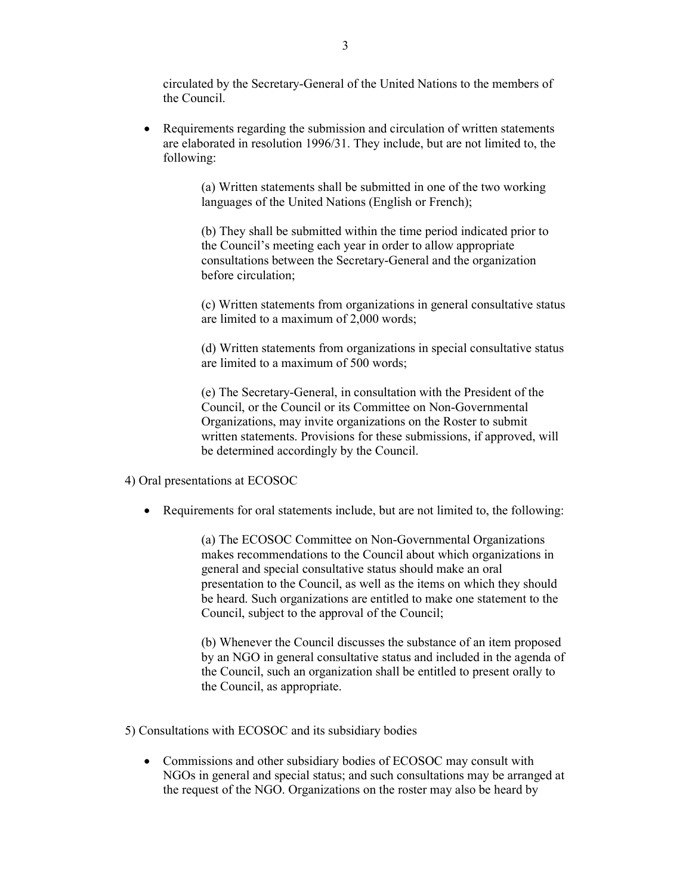circulated by the Secretary-General of the United Nations to the members of the Council.

- Requirements regarding the submission and circulation of written statements are elaborated in resolution 1996/31. They include, but are not limited to, the following:

  (a) Written statements shall be submitted in one of the two working languages of the United Nations (English or French);

  (b) They shall be submitted within the time period indicated prior to the Council's meeting each year in order to allow appropriate consultations between the Secretary-General and the organization before circulation;

  (c) Written statements from organizations in general consultative status are limited to a maximum of 2,000 words;

  (d) Written statements from organizations in special consultative status are limited to a maximum of 500 words;

  (e) The Secretary-General, in consultation with the President of the Council, or the Council or its Committee on Non-Governmental Organizations, may invite organizations on the Roster to submit written statements. Provisions for these submissions, if approved, will be determined accordingly by the Council.

4) Oral presentations at ECOSOC

- Requirements for oral statements include, but are not limited to, the following:

  (a) The ECOSOC Committee on Non-Governmental Organizations makes recommendations to the Council about which organizations in general and special consultative status should make an oral presentation to the Council, as well as the items on which they should be heard. Such organizations are entitled to make one statement to the Council, subject to the approval of the Council;

  (b) Whenever the Council discusses the substance of an item proposed by an NGO in general consultative status and included in the agenda of the Council, such an organization shall be entitled to present orally to the Council, as appropriate.

5) Consultations with ECOSOC and its subsidiary bodies

- Commissions and other subsidiary bodies of ECOSOC may consult with NGOs in general and special status; and such consultations may be arranged at the request of the NGO. Organizations on the roster may also be heard by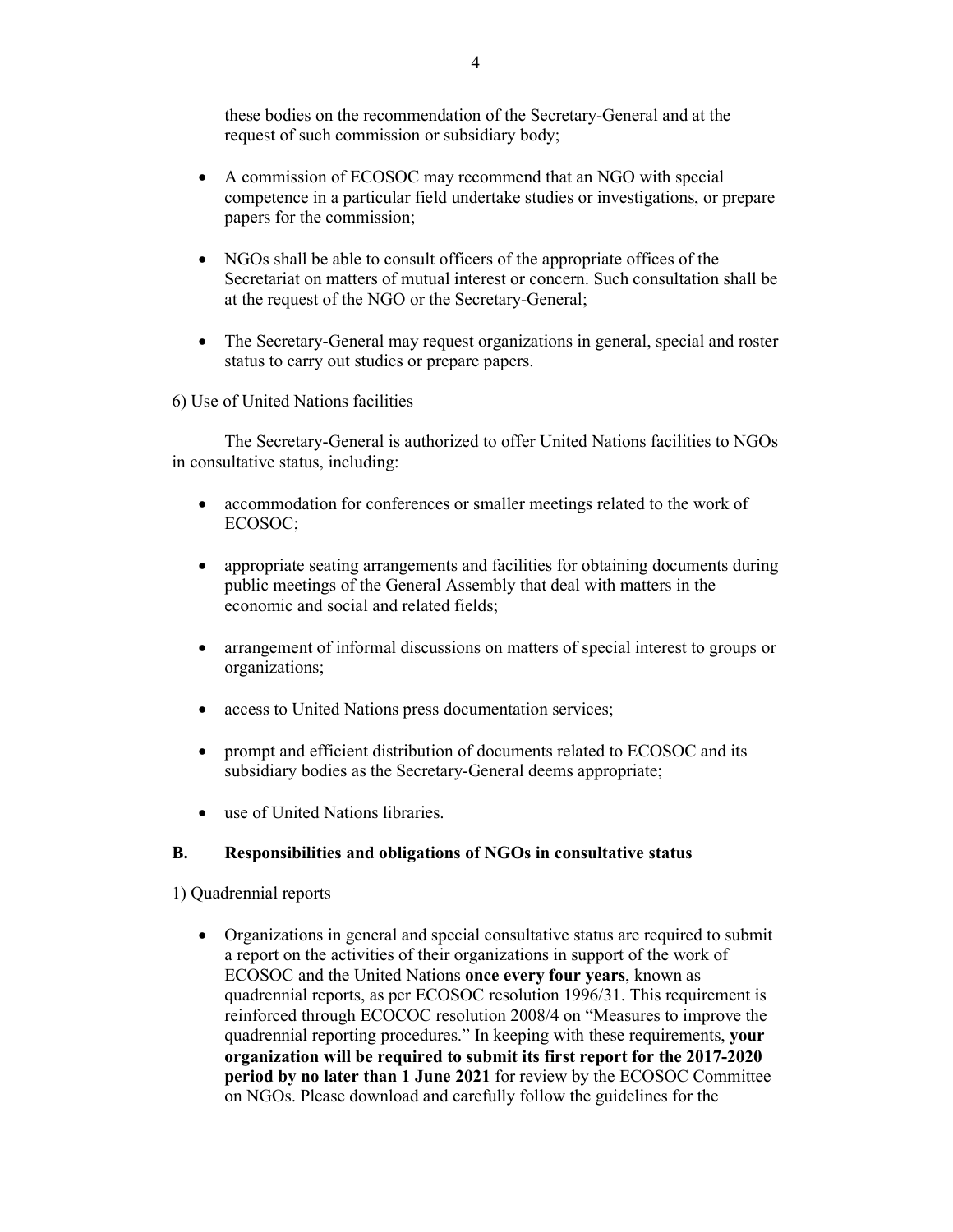these bodies on the recommendation of the Secretary-General and at the request of such commission or subsidiary body;

- A commission of ECOSOC may recommend that an NGO with special competence in a particular field undertake studies or investigations, or prepare papers for the commission;
- NGOs shall be able to consult officers of the appropriate offices of the Secretariat on matters of mutual interest or concern. Such consultation shall be at the request of the NGO or the Secretary-General;
- The Secretary-General may request organizations in general, special and roster status to carry out studies or prepare papers.

6) Use of United Nations facilities

The Secretary-General is authorized to offer United Nations facilities to NGOs in consultative status, including:

- accommodation for conferences or smaller meetings related to the work of ECOSOC;
- appropriate seating arrangements and facilities for obtaining documents during public meetings of the General Assembly that deal with matters in the economic and social and related fields;
- arrangement of informal discussions on matters of special interest to groups or organizations;
- access to United Nations press documentation services;
- prompt and efficient distribution of documents related to ECOSOC and its subsidiary bodies as the Secretary-General deems appropriate;
- use of United Nations libraries.

### B. Responsibilities and obligations of NGOs in consultative status

1) Quadrennial reports

- Organizations in general and special consultative status are required to submit a report on the activities of their organizations in support of the work of ECOSOC and the United Nations **once every four years**, known as quadrennial reports, as per ECOSOC resolution 1996/31. This requirement is reinforced through ECOCOC resolution 2008/4 on "Measures to improve the quadrennial reporting procedures." In keeping with these requirements, **your organization will be required to submit its first report for the 2017-2020 period by no later than 1 June 2021** for review by the ECOSOC Committee on NGOs. Please download and carefully follow the guidelines for the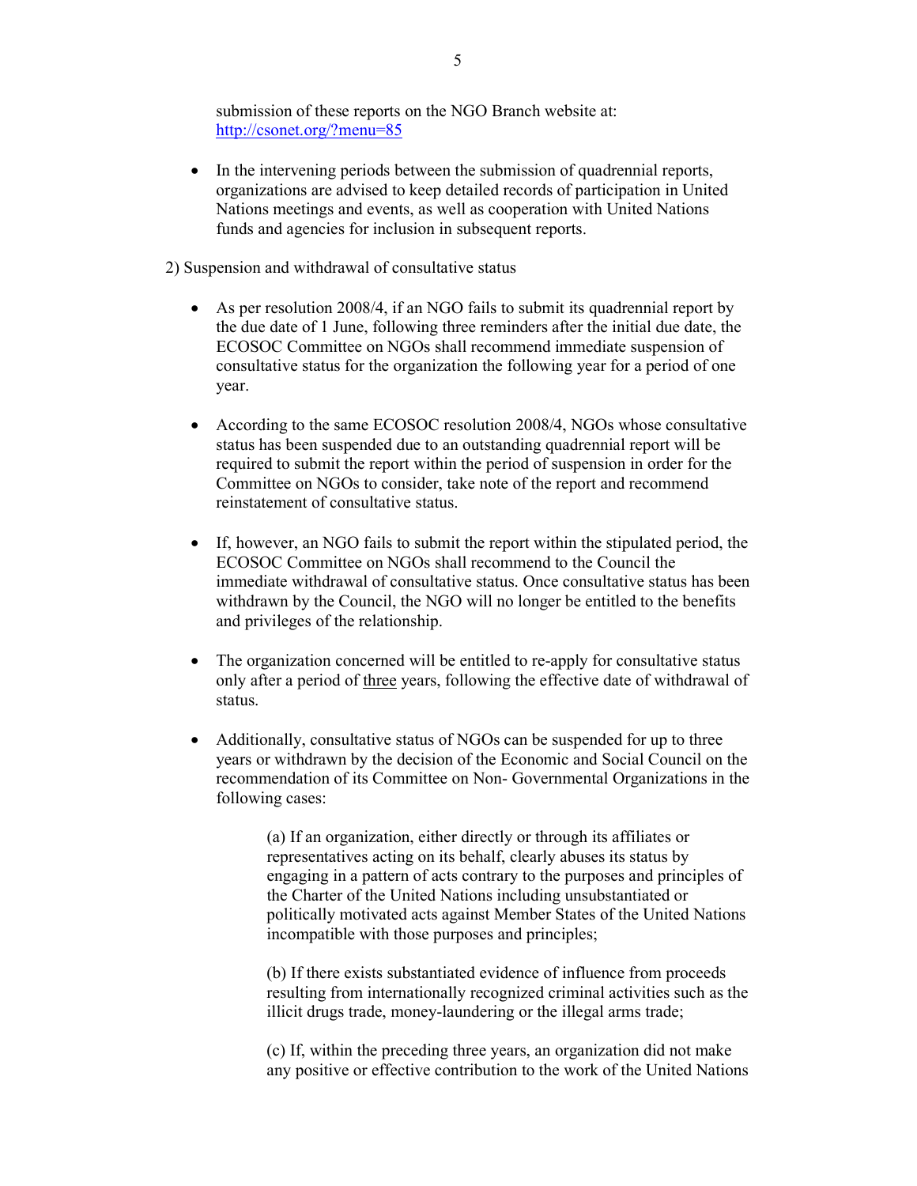submission of these reports on the NGO Branch website at: http://csonet.org/?menu=85

- In the intervening periods between the submission of quadrennial reports, organizations are advised to keep detailed records of participation in United Nations meetings and events, as well as cooperation with United Nations funds and agencies for inclusion in subsequent reports.

2) Suspension and withdrawal of consultative status

- As per resolution 2008/4, if an NGO fails to submit its quadrennial report by the due date of 1 June, following three reminders after the initial due date, the ECOSOC Committee on NGOs shall recommend immediate suspension of consultative status for the organization the following year for a period of one year.

- According to the same ECOSOC resolution 2008/4, NGOs whose consultative status has been suspended due to an outstanding quadrennial report will be required to submit the report within the period of suspension in order for the Committee on NGOs to consider, take note of the report and recommend reinstatement of consultative status.

- If, however, an NGO fails to submit the report within the stipulated period, the ECOSOC Committee on NGOs shall recommend to the Council the immediate withdrawal of consultative status. Once consultative status has been withdrawn by the Council, the NGO will no longer be entitled to the benefits and privileges of the relationship.

- The organization concerned will be entitled to re-apply for consultative status only after a period of <u>three</u> years, following the effective date of withdrawal of status.

- Additionally, consultative status of NGOs can be suspended for up to three years or withdrawn by the decision of the Economic and Social Council on the recommendation of its Committee on Non- Governmental Organizations in the following cases:

  (a) If an organization, either directly or through its affiliates or representatives acting on its behalf, clearly abuses its status by engaging in a pattern of acts contrary to the purposes and principles of the Charter of the United Nations including unsubstantiated or politically motivated acts against Member States of the United Nations incompatible with those purposes and principles;

  (b) If there exists substantiated evidence of influence from proceeds resulting from internationally recognized criminal activities such as the illicit drugs trade, money-laundering or the illegal arms trade;

  (c) If, within the preceding three years, an organization did not make any positive or effective contribution to the work of the United Nations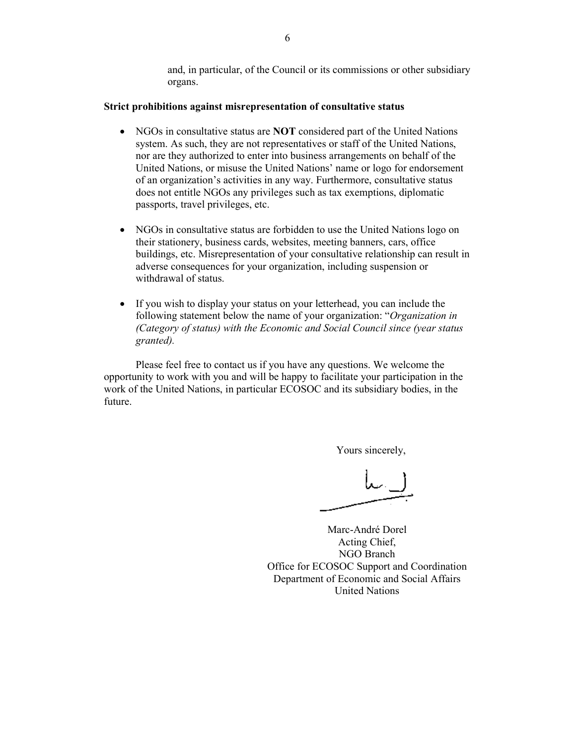and, in particular, of the Council or its commissions or other subsidiary organs.

**Strict prohibitions against misrepresentation of consultative status**

- NGOs in consultative status are **NOT** considered part of the United Nations system. As such, they are not representatives or staff of the United Nations, nor are they authorized to enter into business arrangements on behalf of the United Nations, or misuse the United Nations' name or logo for endorsement of an organization's activities in any way. Furthermore, consultative status does not entitle NGOs any privileges such as tax exemptions, diplomatic passports, travel privileges, etc.

- NGOs in consultative status are forbidden to use the United Nations logo on their stationery, business cards, websites, meeting banners, cars, office buildings, etc. Misrepresentation of your consultative relationship can result in adverse consequences for your organization, including suspension or withdrawal of status.

- If you wish to display your status on your letterhead, you can include the following statement below the name of your organization: "*Organization in (Category of status) with the Economic and Social Council since (year status granted).*

Please feel free to contact us if you have any questions. We welcome the opportunity to work with you and will be happy to facilitate your participation in the work of the United Nations, in particular ECOSOC and its subsidiary bodies, in the future.

Yours sincerely,

Marc-André Dorel
Acting Chief,
NGO Branch
Office for ECOSOC Support and Coordination
Department of Economic and Social Affairs
United Nations